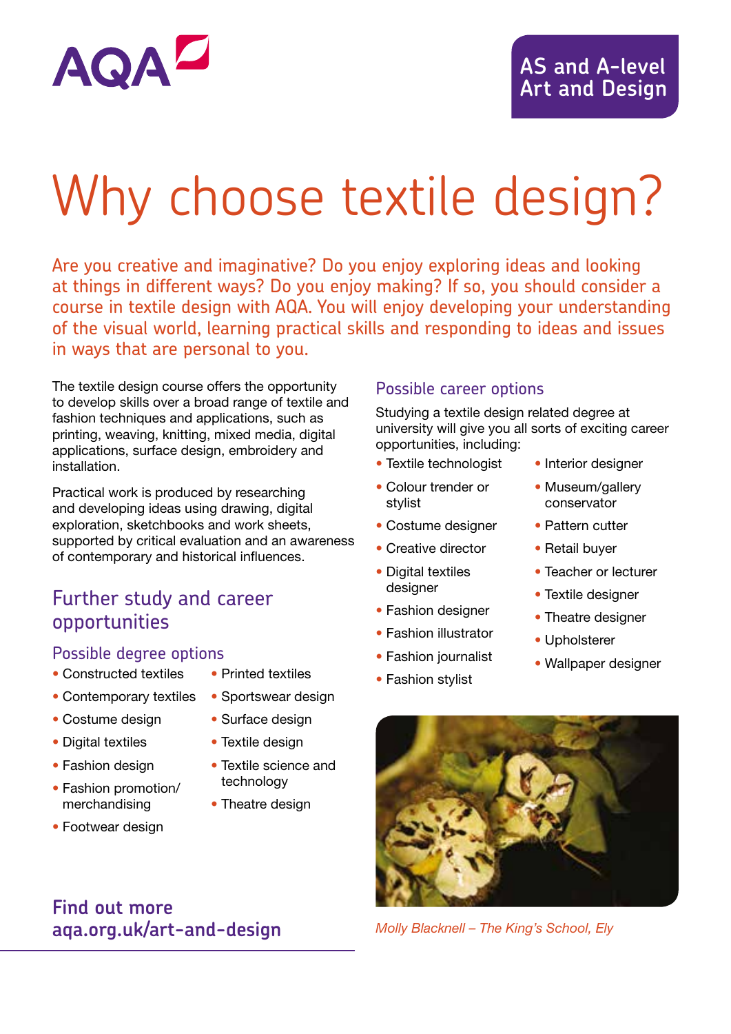AQA

AS and A-level Art and Design

# Why choose textile design?

Are you creative and imaginative? Do you enjoy exploring ideas and looking at things in different ways? Do you enjoy making? If so, you should consider a course in textile design with AQA. You will enjoy developing your understanding of the visual world, learning practical skills and responding to ideas and issues in ways that are personal to you.

The textile design course offers the opportunity to develop skills over a broad range of textile and fashion techniques and applications, such as printing, weaving, knitting, mixed media, digital applications, surface design, embroidery and installation.

Practical work is produced by researching and developing ideas using drawing, digital exploration, sketchbooks and work sheets, supported by critical evaluation and an awareness of contemporary and historical influences.

## Further study and career opportunities

### Possible degree options

- Constructed textiles
- Contemporary textiles
- Costume design
- Digital textiles
- Fashion design
- Fashion promotion/ merchandising
- Footwear design
- Printed textiles
- Sportswear design
- Surface design
- Textile design
- Textile science and technology
- Theatre design

### Possible career options

Studying a textile design related degree at university will give you all sorts of exciting career opportunities, including:

- Textile technologist
- Colour trender or stylist
- Costume designer
- Creative director
- Digital textiles designer
- Fashion designer
- Fashion illustrator
- Fashion journalist
- Fashion stylist
- Interior designer
- Museum/gallery conservator
- Pattern cutter
- Retail buyer
- Teacher or lecturer
- Textile designer
- Theatre designer
- Upholsterer
- Wallpaper designer

*Molly Blacknell – The King's School, Ely*

**Find out more**
**aqa.org.uk/art-and-design**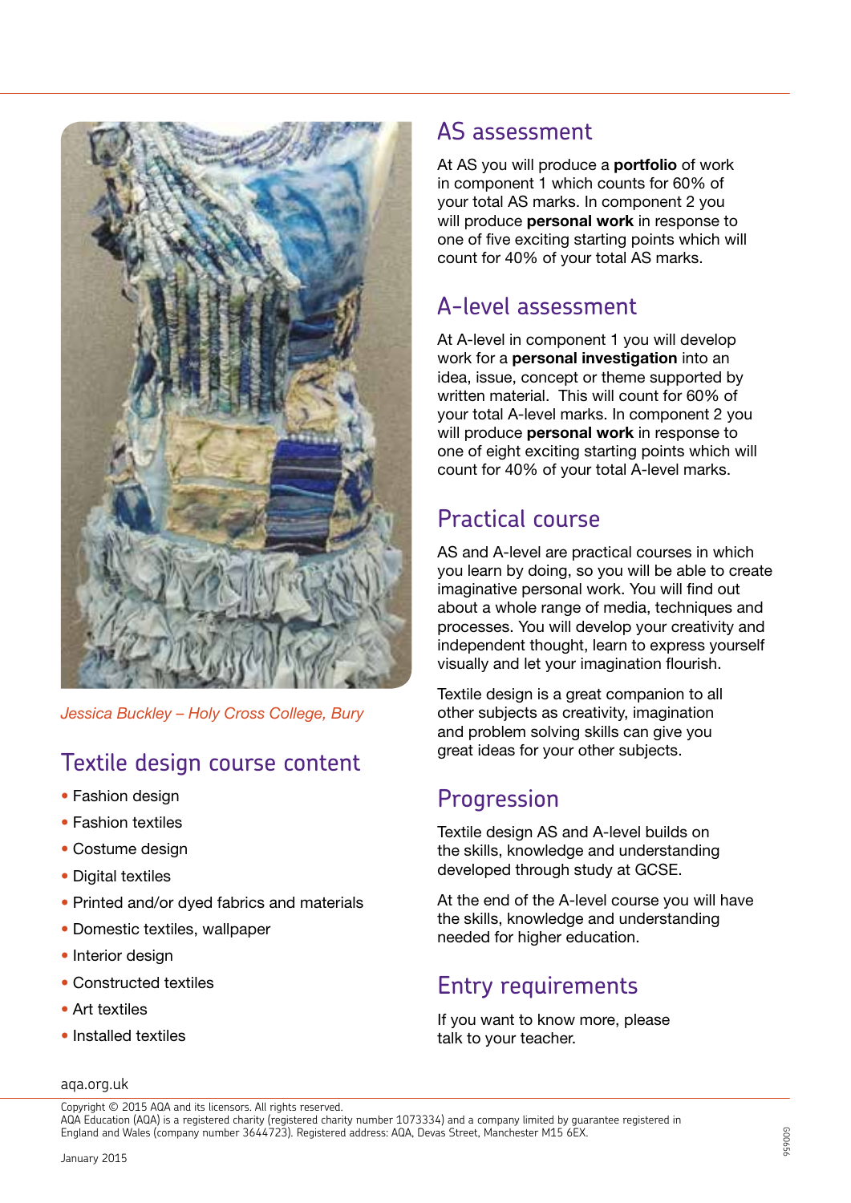*Jessica Buckley – Holy Cross College, Bury*

## Textile design course content

- Fashion design
- Fashion textiles
- Costume design
- Digital textiles
- Printed and/or dyed fabrics and materials
- Domestic textiles, wallpaper
- Interior design
- Constructed textiles
- Art textiles
- Installed textiles

## AS assessment

At AS you will produce a **portfolio** of work in component 1 which counts for 60% of your total AS marks. In component 2 you will produce **personal work** in response to one of five exciting starting points which will count for 40% of your total AS marks.

## A-level assessment

At A-level in component 1 you will develop work for a **personal investigation** into an idea, issue, concept or theme supported by written material. This will count for 60% of your total A-level marks. In component 2 you will produce **personal work** in response to one of eight exciting starting points which will count for 40% of your total A-level marks.

## Practical course

AS and A-level are practical courses in which you learn by doing, so you will be able to create imaginative personal work. You will find out about a whole range of media, techniques and processes. You will develop your creativity and independent thought, learn to express yourself visually and let your imagination flourish.

Textile design is a great companion to all other subjects as creativity, imagination and problem solving skills can give you great ideas for your other subjects.

## Progression

Textile design AS and A-level builds on the skills, knowledge and understanding developed through study at GCSE.

At the end of the A-level course you will have the skills, knowledge and understanding needed for higher education.

## Entry requirements

If you want to know more, please talk to your teacher.

aqa.org.uk

Copyright © 2015 AQA and its licensors. All rights reserved.
AQA Education (AQA) is a registered charity (registered charity number 1073334) and a company limited by guarantee registered in England and Wales (company number 3644723). Registered address: AQA, Devas Street, Manchester M15 6EX.

January 2015

G00656